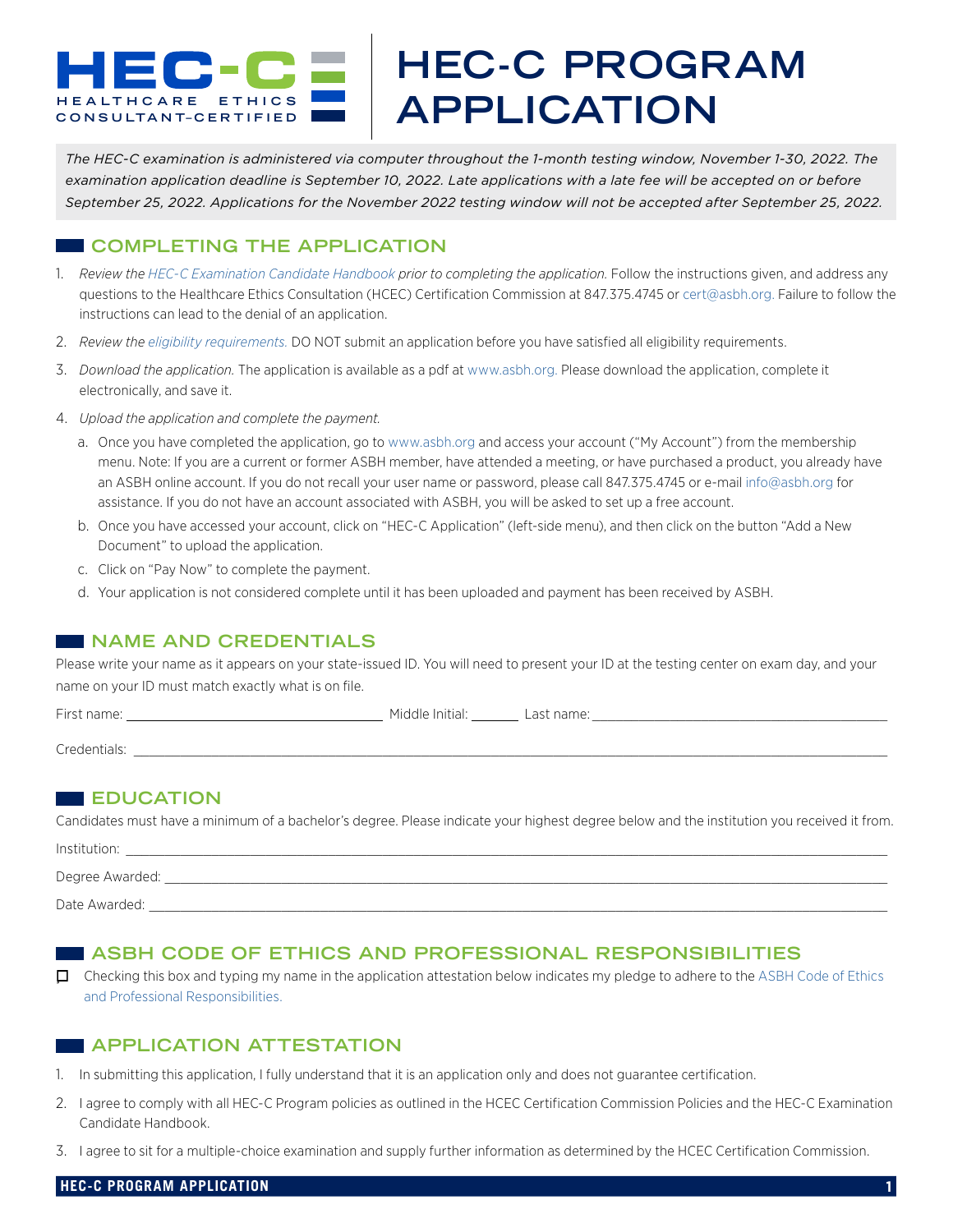# HEC-C PROGRAM APPLICATION

HEC-C HEALTHCARE ETHICS CONSULTANT–CERTIFIED

*The HEC-C examination is administered via computer throughout the 1-month testing window, November 1-30, 2022. The examination application deadline is September 10, 2022. Late applications with a late fee will be accepted on or before September 25, 2022. Applications for the November 2022 testing window will not be accepted after September 25, 2022.*

## COMPLETING THE APPLICATION

1. *Review the HEC-C Examination Candidate Handbook prior to completing the application.* Follow the instructions given, and address any questions to the Healthcare Ethics Consultation (HCEC) Certification Commission at 847.375.4745 or cert@asbh.org. Failure to follow the instructions can lead to the denial of an application.
2. *Review the eligibility requirements.* DO NOT submit an application before you have satisfied all eligibility requirements.
3. *Download the application.* The application is available as a pdf at www.asbh.org. Please download the application, complete it electronically, and save it.
4. *Upload the application and complete the payment.*
   a. Once you have completed the application, go to www.asbh.org and access your account ("My Account") from the membership menu. Note: If you are a current or former ASBH member, have attended a meeting, or have purchased a product, you already have an ASBH online account. If you do not recall your user name or password, please call 847.375.4745 or e-mail info@asbh.org for assistance. If you do not have an account associated with ASBH, you will be asked to set up a free account.
   b. Once you have accessed your account, click on "HEC-C Application" (left-side menu), and then click on the button "Add a New Document" to upload the application.
   c. Click on "Pay Now" to complete the payment.
   d. Your application is not considered complete until it has been uploaded and payment has been received by ASBH.

## NAME AND CREDENTIALS

Please write your name as it appears on your state-issued ID. You will need to present your ID at the testing center on exam day, and your name on your ID must match exactly what is on file.

First name: ______________________ Middle Initial: ______ Last name: ______________________

Credentials: ______________________

## EDUCATION

Candidates must have a minimum of a bachelor's degree. Please indicate your highest degree below and the institution you received it from.

Institution: ______________________

Degree Awarded: ______________________

Date Awarded: ______________________

## ASBH CODE OF ETHICS AND PROFESSIONAL RESPONSIBILITIES

☐ Checking this box and typing my name in the application attestation below indicates my pledge to adhere to the ASBH Code of Ethics and Professional Responsibilities.

## APPLICATION ATTESTATION

1. In submitting this application, I fully understand that it is an application only and does not guarantee certification.
2. I agree to comply with all HEC-C Program policies as outlined in the HCEC Certification Commission Policies and the HEC-C Examination Candidate Handbook.
3. I agree to sit for a multiple-choice examination and supply further information as determined by the HCEC Certification Commission.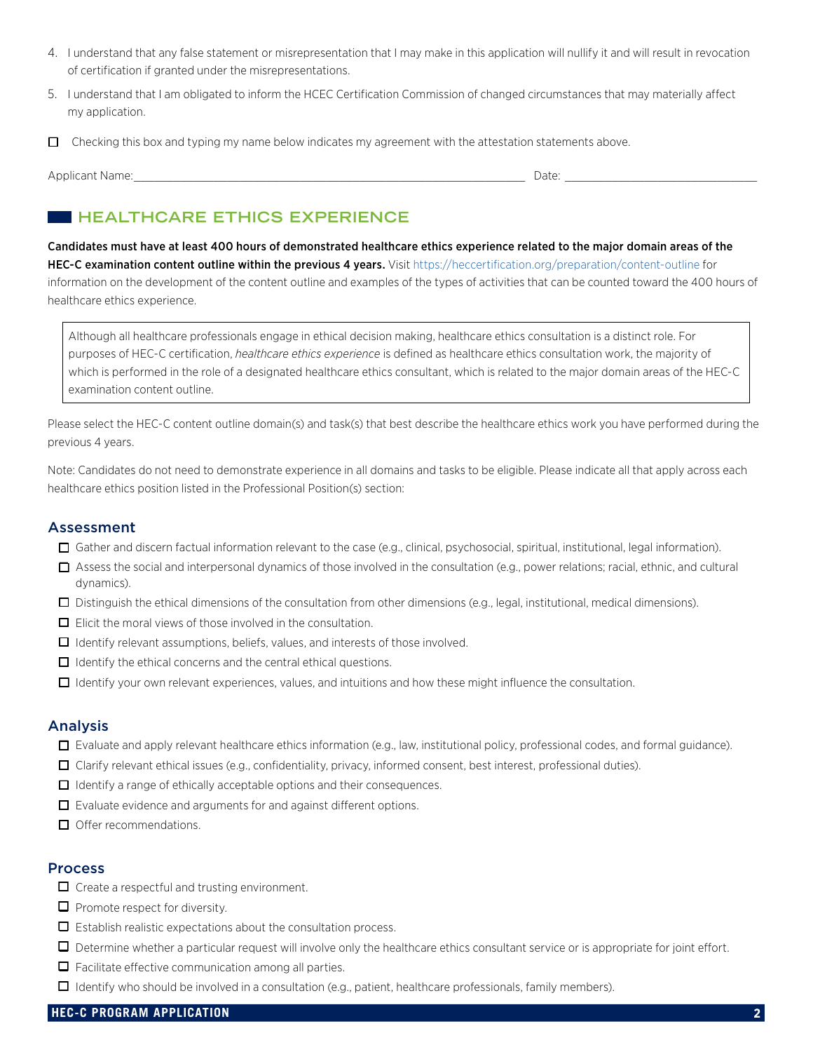4. I understand that any false statement or misrepresentation that I may make in this application will nullify it and will result in revocation of certification if granted under the misrepresentations.
5. I understand that I am obligated to inform the HCEC Certification Commission of changed circumstances that may materially affect my application.

☐ Checking this box and typing my name below indicates my agreement with the attestation statements above.

Applicant Name:_______________________________________________ Date: ___________________________

## HEALTHCARE ETHICS EXPERIENCE

**Candidates must have at least 400 hours of demonstrated healthcare ethics experience related to the major domain areas of the HEC-C examination content outline within the previous 4 years.** Visit https://heccertification.org/preparation/content-outline for information on the development of the content outline and examples of the types of activities that can be counted toward the 400 hours of healthcare ethics experience.

> Although all healthcare professionals engage in ethical decision making, healthcare ethics consultation is a distinct role. For purposes of HEC-C certification, *healthcare ethics experience* is defined as healthcare ethics consultation work, the majority of which is performed in the role of a designated healthcare ethics consultant, which is related to the major domain areas of the HEC-C examination content outline.

Please select the HEC-C content outline domain(s) and task(s) that best describe the healthcare ethics work you have performed during the previous 4 years.

Note: Candidates do not need to demonstrate experience in all domains and tasks to be eligible. Please indicate all that apply across each healthcare ethics position listed in the Professional Position(s) section:

### Assessment

- ☐ Gather and discern factual information relevant to the case (e.g., clinical, psychosocial, spiritual, institutional, legal information).
- ☐ Assess the social and interpersonal dynamics of those involved in the consultation (e.g., power relations; racial, ethnic, and cultural dynamics).
- ☐ Distinguish the ethical dimensions of the consultation from other dimensions (e.g., legal, institutional, medical dimensions).
- ☐ Elicit the moral views of those involved in the consultation.
- ☐ Identify relevant assumptions, beliefs, values, and interests of those involved.
- ☐ Identify the ethical concerns and the central ethical questions.
- ☐ Identify your own relevant experiences, values, and intuitions and how these might influence the consultation.

### Analysis

- ☐ Evaluate and apply relevant healthcare ethics information (e.g., law, institutional policy, professional codes, and formal guidance).
- ☐ Clarify relevant ethical issues (e.g., confidentiality, privacy, informed consent, best interest, professional duties).
- ☐ Identify a range of ethically acceptable options and their consequences.
- ☐ Evaluate evidence and arguments for and against different options.
- ☐ Offer recommendations.

### Process

- ☐ Create a respectful and trusting environment.
- ☐ Promote respect for diversity.
- ☐ Establish realistic expectations about the consultation process.
- ☐ Determine whether a particular request will involve only the healthcare ethics consultant service or is appropriate for joint effort.
- ☐ Facilitate effective communication among all parties.
- ☐ Identify who should be involved in a consultation (e.g., patient, healthcare professionals, family members).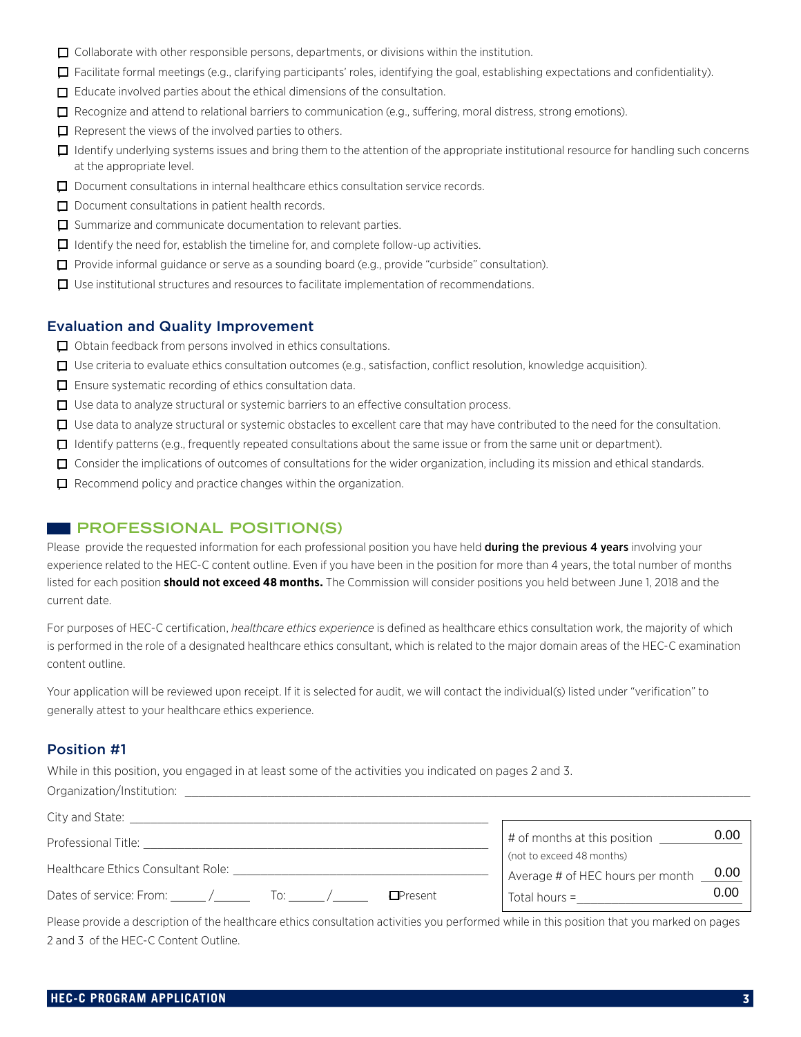- ☐ Collaborate with other responsible persons, departments, or divisions within the institution.
- ☐ Facilitate formal meetings (e.g., clarifying participants' roles, identifying the goal, establishing expectations and confidentiality).
- ☐ Educate involved parties about the ethical dimensions of the consultation.
- ☐ Recognize and attend to relational barriers to communication (e.g., suffering, moral distress, strong emotions).
- ☐ Represent the views of the involved parties to others.
- ☐ Identify underlying systems issues and bring them to the attention of the appropriate institutional resource for handling such concerns at the appropriate level.
- ☐ Document consultations in internal healthcare ethics consultation service records.
- ☐ Document consultations in patient health records.
- ☐ Summarize and communicate documentation to relevant parties.
- ☐ Identify the need for, establish the timeline for, and complete follow-up activities.
- ☐ Provide informal guidance or serve as a sounding board (e.g., provide "curbside" consultation).
- ☐ Use institutional structures and resources to facilitate implementation of recommendations.

### Evaluation and Quality Improvement

- ☐ Obtain feedback from persons involved in ethics consultations.
- ☐ Use criteria to evaluate ethics consultation outcomes (e.g., satisfaction, conflict resolution, knowledge acquisition).
- ☐ Ensure systematic recording of ethics consultation data.
- ☐ Use data to analyze structural or systemic barriers to an effective consultation process.
- ☐ Use data to analyze structural or systemic obstacles to excellent care that may have contributed to the need for the consultation.
- ☐ Identify patterns (e.g., frequently repeated consultations about the same issue or from the same unit or department).
- ☐ Consider the implications of outcomes of consultations for the wider organization, including its mission and ethical standards.
- ☐ Recommend policy and practice changes within the organization.

## PROFESSIONAL POSITION(S)

Please provide the requested information for each professional position you have held **during the previous 4 years** involving your experience related to the HEC-C content outline. Even if you have been in the position for more than 4 years, the total number of months listed for each position **should not exceed 48 months.** The Commission will consider positions you held between June 1, 2018 and the current date.

For purposes of HEC-C certification, *healthcare ethics experience* is defined as healthcare ethics consultation work, the majority of which is performed in the role of a designated healthcare ethics consultant, which is related to the major domain areas of the HEC-C examination content outline.

Your application will be reviewed upon receipt. If it is selected for audit, we will contact the individual(s) listed under "verification" to generally attest to your healthcare ethics experience.

### Position #1

While in this position, you engaged in at least some of the activities you indicated on pages 2 and 3.

Organization/Institution: ______________________________

City and State: ______________________________

Professional Title: ______________________________

Healthcare Ethics Consultant Role: ______________________________

Dates of service: From: ______ /______ To: ______ /______ ☐ Present

# of months at this position 0.00
(not to exceed 48 months)

Average # of HEC hours per month 0.00

Total hours = 0.00

Please provide a description of the healthcare ethics consultation activities you performed while in this position that you marked on pages 2 and 3 of the HEC-C Content Outline.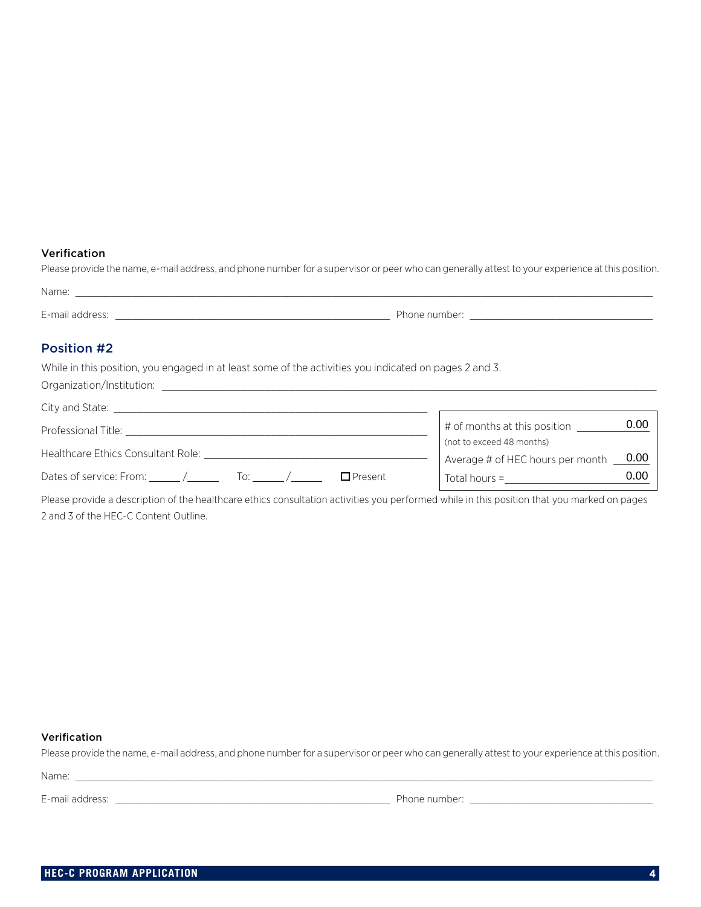### Verification

Please provide the name, e-mail address, and phone number for a supervisor or peer who can generally attest to your experience at this position.

Name: ______________________________

E-mail address: ______________________________ Phone number: ______________________________

## Position #2

While in this position, you engaged in at least some of the activities you indicated on pages 2 and 3.

Organization/Institution: ______________________________

City and State: ______________________________

Professional Title: ______________________________

Healthcare Ethics Consultant Role: ______________________________

Dates of service: From: ______ /______ To: ______ /______ ☐ Present

| | |
|---|---|
| # of months at this position (not to exceed 48 months) | 0.00 |
| Average # of HEC hours per month | 0.00 |
| Total hours = | 0.00 |

Please provide a description of the healthcare ethics consultation activities you performed while in this position that you marked on pages 2 and 3 of the HEC-C Content Outline.

### Verification

Please provide the name, e-mail address, and phone number for a supervisor or peer who can generally attest to your experience at this position.

Name: ______________________________

E-mail address: ______________________________ Phone number: ______________________________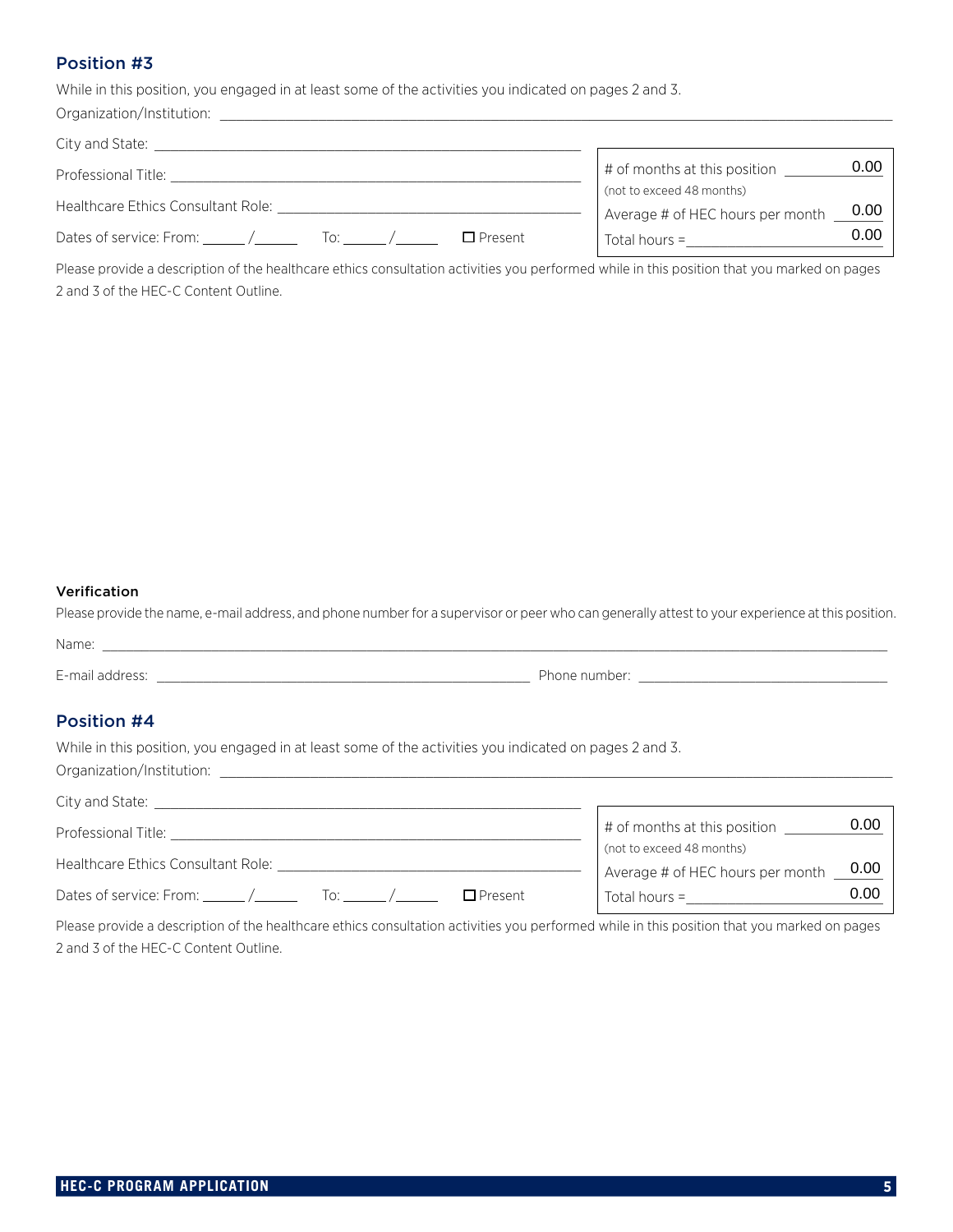## Position #3

While in this position, you engaged in at least some of the activities you indicated on pages 2 and 3.

Organization/Institution: \_\_\_\_\_\_\_\_\_\_\_\_\_\_\_\_\_\_\_\_\_\_\_\_\_\_\_\_\_\_\_\_\_\_\_\_\_\_\_\_

City and State: \_\_\_\_\_\_\_\_\_\_\_\_\_\_\_\_\_\_\_\_\_\_\_\_\_\_\_\_\_\_\_\_\_\_\_\_\_\_\_\_

Professional Title: \_\_\_\_\_\_\_\_\_\_\_\_\_\_\_\_\_\_\_\_\_\_\_\_\_\_\_\_\_\_\_\_\_\_\_\_\_\_\_\_

Healthcare Ethics Consultant Role: \_\_\_\_\_\_\_\_\_\_\_\_\_\_\_\_\_\_\_\_\_\_\_\_\_\_\_\_\_\_\_\_\_\_\_\_\_\_\_\_

Dates of service: From: \_\_\_\_\_\_ / \_\_\_\_\_\_ To: \_\_\_\_\_\_ / \_\_\_\_\_\_ ☐ Present

| | |
|---|---|
| # of months at this position (not to exceed 48 months) | 0.00 |
| Average # of HEC hours per month | 0.00 |
| Total hours = | 0.00 |

Please provide a description of the healthcare ethics consultation activities you performed while in this position that you marked on pages 2 and 3 of the HEC-C Content Outline.

### Verification

Please provide the name, e-mail address, and phone number for a supervisor or peer who can generally attest to your experience at this position.

Name: \_\_\_\_\_\_\_\_\_\_\_\_\_\_\_\_\_\_\_\_\_\_\_\_\_\_\_\_\_\_\_\_\_\_\_\_\_\_\_\_

E-mail address: \_\_\_\_\_\_\_\_\_\_\_\_\_\_\_\_\_\_\_\_\_\_\_\_\_\_\_\_\_\_ Phone number: \_\_\_\_\_\_\_\_\_\_\_\_\_\_\_\_\_\_\_\_\_\_\_\_\_\_\_\_\_\_

## Position #4

While in this position, you engaged in at least some of the activities you indicated on pages 2 and 3.

Organization/Institution: \_\_\_\_\_\_\_\_\_\_\_\_\_\_\_\_\_\_\_\_\_\_\_\_\_\_\_\_\_\_\_\_\_\_\_\_\_\_\_\_

City and State: \_\_\_\_\_\_\_\_\_\_\_\_\_\_\_\_\_\_\_\_\_\_\_\_\_\_\_\_\_\_\_\_\_\_\_\_\_\_\_\_

Professional Title: \_\_\_\_\_\_\_\_\_\_\_\_\_\_\_\_\_\_\_\_\_\_\_\_\_\_\_\_\_\_\_\_\_\_\_\_\_\_\_\_

Healthcare Ethics Consultant Role: \_\_\_\_\_\_\_\_\_\_\_\_\_\_\_\_\_\_\_\_\_\_\_\_\_\_\_\_\_\_\_\_\_\_\_\_\_\_\_\_

Dates of service: From: \_\_\_\_\_\_ / \_\_\_\_\_\_ To: \_\_\_\_\_\_ / \_\_\_\_\_\_ ☐ Present

| | |
|---|---|
| # of months at this position (not to exceed 48 months) | 0.00 |
| Average # of HEC hours per month | 0.00 |
| Total hours = | 0.00 |

Please provide a description of the healthcare ethics consultation activities you performed while in this position that you marked on pages 2 and 3 of the HEC-C Content Outline.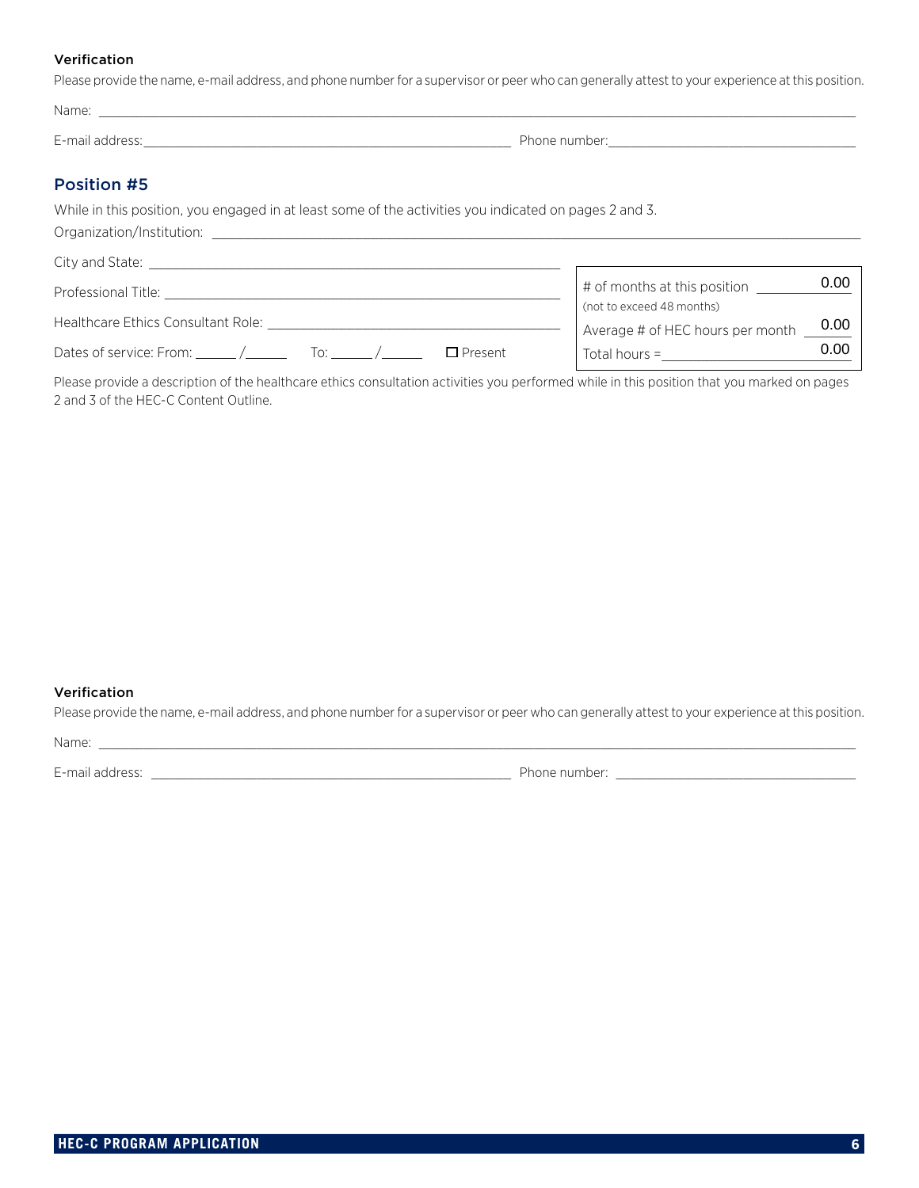### Verification

Please provide the name, e-mail address, and phone number for a supervisor or peer who can generally attest to your experience at this position.

Name: \_\_\_\_\_\_\_\_\_\_\_\_\_\_\_\_\_\_\_\_\_\_\_\_\_\_\_\_\_\_\_\_\_\_\_\_\_\_\_\_

E-mail address: \_\_\_\_\_\_\_\_\_\_\_\_\_\_\_\_\_\_\_\_\_\_\_\_ Phone number: \_\_\_\_\_\_\_\_\_\_\_\_\_\_\_\_\_\_\_\_

## Position #5

While in this position, you engaged in at least some of the activities you indicated on pages 2 and 3.

Organization/Institution: \_\_\_\_\_\_\_\_\_\_\_\_\_\_\_\_\_\_\_\_\_\_\_\_\_\_\_\_\_\_\_\_\_\_\_\_\_\_\_\_

City and State: \_\_\_\_\_\_\_\_\_\_\_\_\_\_\_\_\_\_\_\_\_\_\_\_\_\_\_\_\_\_\_\_

Professional Title: \_\_\_\_\_\_\_\_\_\_\_\_\_\_\_\_\_\_\_\_\_\_\_\_\_\_\_\_\_\_\_\_

Healthcare Ethics Consultant Role: \_\_\_\_\_\_\_\_\_\_\_\_\_\_\_\_\_\_\_\_\_\_\_\_

Dates of service: From: \_\_\_\_\_ / \_\_\_\_\_ To: \_\_\_\_\_ / \_\_\_\_\_ ☐ Present

# of months at this position 0.00
(not to exceed 48 months)

Average # of HEC hours per month 0.00

Total hours = 0.00

Please provide a description of the healthcare ethics consultation activities you performed while in this position that you marked on pages 2 and 3 of the HEC-C Content Outline.

### Verification

Please provide the name, e-mail address, and phone number for a supervisor or peer who can generally attest to your experience at this position.

Name: \_\_\_\_\_\_\_\_\_\_\_\_\_\_\_\_\_\_\_\_\_\_\_\_\_\_\_\_\_\_\_\_\_\_\_\_\_\_\_\_

E-mail address: \_\_\_\_\_\_\_\_\_\_\_\_\_\_\_\_\_\_\_\_\_\_\_\_ Phone number: \_\_\_\_\_\_\_\_\_\_\_\_\_\_\_\_\_\_\_\_